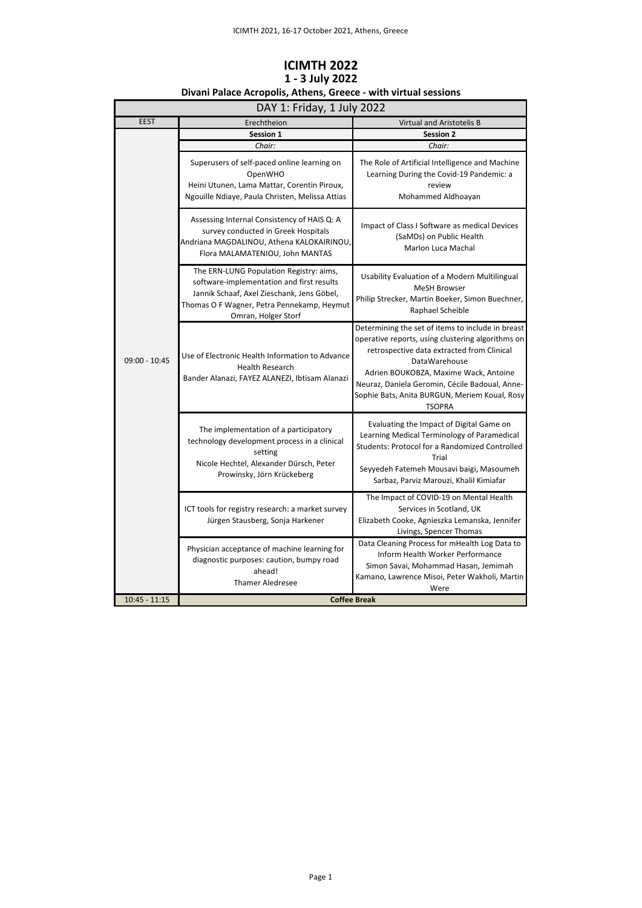# ICIMTH 2022

## 1 - 3 July 2022

### Divani Palace Acropolis, Athens, Greece - with virtual sessions

| DAY 1: Friday, 1 July 2022 | | |
|---|---|---|
| EEST | Erechtheion | Virtual and Aristotelis B |
| | **Session 1** | **Session 2** |
| | *Chair:* | *Chair:* |
| 09:00 - 10:45 | Superusers of self-paced online learning on OpenWHO<br>Heini Utunen, Lama Mattar, Corentin Piroux, Ngouille Ndiaye, Paula Christen, Melissa Attias | The Role of Artificial Intelligence and Machine Learning During the Covid-19 Pandemic: a review<br>Mohammed Aldhoayan |
| | Assessing Internal Consistency of HAIS Q: A survey conducted in Greek Hospitals<br>Andriana MAGDALINOU, Athena KALOKAIRINOU, Flora MALAMATENIOU, John MANTAS | Impact of Class I Software as medical Devices (SaMDs) on Public Health<br>Marlon Luca Machal |
| | The ERN-LUNG Population Registry: aims, software-implementation and first results<br>Jannik Schaaf, Axel Zieschank, Jens Göbel, Thomas O F Wagner, Petra Pennekamp, Heymut Omran, Holger Storf | Usability Evaluation of a Modern Multilingual MeSH Browser<br>Philip Strecker, Martin Boeker, Simon Buechner, Raphael Scheible |
| | Use of Electronic Health Information to Advance Health Research<br>Bander Alanazi, FAYEZ ALANEZI, Ibtisam Alanazi | Determining the set of items to include in breast operative reports, using clustering algorithms on retrospective data extracted from Clinical DataWarehouse<br>Adrien BOUKOBZA, Maxime Wack, Antoine Neuraz, Daniela Geromin, Cécile Badoual, Anne-Sophie Bats, Anita BURGUN, Meriem Koual, Rosy TSOPRA |
| | The implementation of a participatory technology development process in a clinical setting<br>Nicole Hechtel, Alexander Dürsch, Peter Prowinsky, Jörn Krückeberg | Evaluating the Impact of Digital Game on Learning Medical Terminology of Paramedical Students: Protocol for a Randomized Controlled Trial<br>Seyyedeh Fatemeh Mousavi baigi, Masoumeh Sarbaz, Parviz Marouzi, Khalil Kimiafar |
| | ICT tools for registry research: a market survey<br>Jürgen Stausberg, Sonja Harkener | The Impact of COVID-19 on Mental Health Services in Scotland, UK<br>Elizabeth Cooke, Agnieszka Lemanska, Jennifer Livings, Spencer Thomas |
| | Physician acceptance of machine learning for diagnostic purposes: caution, bumpy road ahead!<br>Thamer Aledresee | Data Cleaning Process for mHealth Log Data to Inform Health Worker Performance<br>Simon Savai, Mohammad Hasan, Jemimah Kamano, Lawrence Misoi, Peter Wakholi, Martin Were |
| 10:45 - 11:15 | **Coffee Break** | |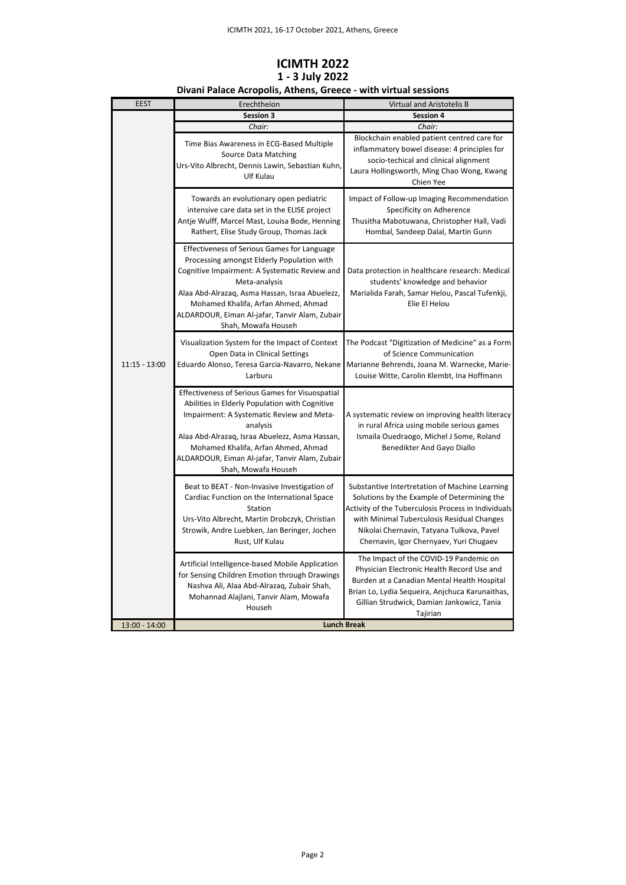# ICIMTH 2022

## 1 - 3 July 2022

### Divani Palace Acropolis, Athens, Greece - with virtual sessions

| EEST | Erechtheion | Virtual and Aristotelis B |
|---|---|---|
| | **Session 3** | **Session 4** |
| | *Chair:* | *Chair:* |
| 11:15 - 13:00 | Time Bias Awareness in ECG-Based Multiple Source Data Matching<br>Urs-Vito Albrecht, Dennis Lawin, Sebastian Kuhn, Ulf Kulau | Blockchain enabled patient centred care for inflammatory bowel disease: 4 principles for socio-techical and clinical alignment<br>Laura Hollingsworth, Ming Chao Wong, Kwang Chien Yee |
| | Towards an evolutionary open pediatric intensive care data set in the ELISE project<br>Antje Wulff, Marcel Mast, Louisa Bode, Henning Rathert, Elise Study Group, Thomas Jack | Impact of Follow-up Imaging Recommendation Specificity on Adherence<br>Thusitha Mabotuwana, Christopher Hall, Vadi Hombal, Sandeep Dalal, Martin Gunn |
| | Effectiveness of Serious Games for Language Processing amongst Elderly Population with Cognitive Impairment: A Systematic Review and Meta-analysis<br>Alaa Abd-Alrazaq, Asma Hassan, Israa Abuelezz, Mohamed Khalifa, Arfan Ahmed, Ahmad ALDARDOUR, Eiman Al-jafar, Tanvir Alam, Zubair Shah, Mowafa Househ | Data protection in healthcare research: Medical students' knowledge and behavior<br>Marialida Farah, Samar Helou, Pascal Tufenkji, Elie El Helou |
| | Visualization System for the Impact of Context Open Data in Clinical Settings<br>Eduardo Alonso, Teresa Garcia-Navarro, Nekane Larburu | The Podcast "Digitization of Medicine" as a Form of Science Communication<br>Marianne Behrends, Joana M. Warnecke, Marie-Louise Witte, Carolin Klembt, Ina Hoffmann |
| | Effectiveness of Serious Games for Visuospatial Abilities in Elderly Population with Cognitive Impairment: A Systematic Review and Meta-analysis<br>Alaa Abd-Alrazaq, Israa Abuelezz, Asma Hassan, Mohamed Khalifa, Arfan Ahmed, Ahmad ALDARDOUR, Eiman Al-jafar, Tanvir Alam, Zubair Shah, Mowafa Househ | A systematic review on improving health literacy in rural Africa using mobile serious games<br>Ismaila Ouedraogo, Michel J Some, Roland Benedikter And Gayo Diallo |
| | Beat to BEAT - Non-Invasive Investigation of Cardiac Function on the International Space Station<br>Urs-Vito Albrecht, Martin Drobczyk, Christian Strowik, Andre Luebken, Jan Beringer, Jochen Rust, Ulf Kulau | Substantive Intertretation of Machine Learning Solutions by the Example of Determining the Activity of the Tuberculosis Process in Individuals with Minimal Tuberculosis Residual Changes<br>Nikolai Chernavin, Tatyana Tulkova, Pavel Chernavin, Igor Chernyaev, Yuri Chugaev |
| | Artificial Intelligence-based Mobile Application for Sensing Children Emotion through Drawings<br>Nashva Ali, Alaa Abd-Alrazaq, Zubair Shah, Mohannad Alajlani, Tanvir Alam, Mowafa Househ | The Impact of the COVID-19 Pandemic on Physician Electronic Health Record Use and Burden at a Canadian Mental Health Hospital<br>Brian Lo, Lydia Sequeira, Anjchuca Karunaithas, Gillian Strudwick, Damian Jankowicz, Tania Tajirian |
| 13:00 - 14:00 | **Lunch Break** | |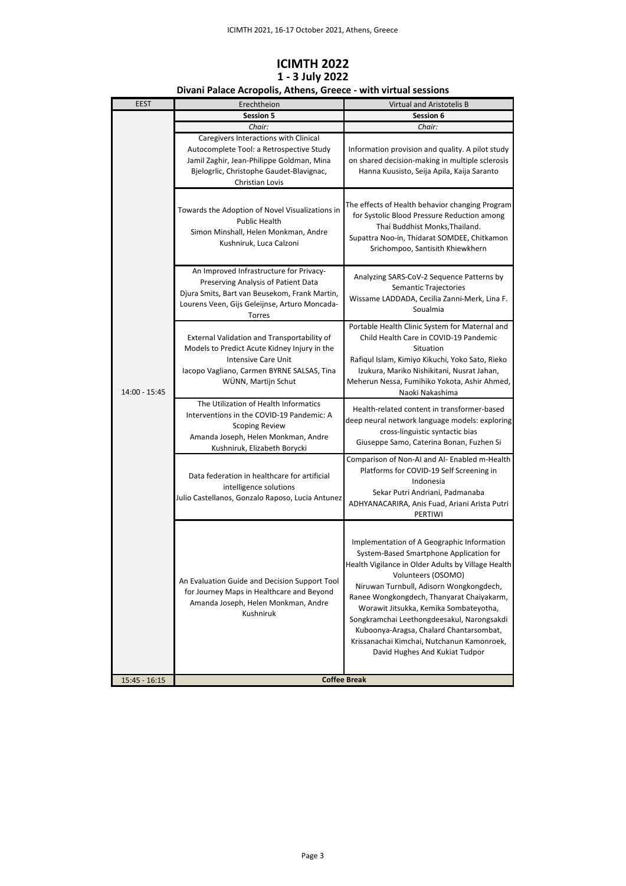# ICIMTH 2022

## 1 - 3 July 2022

### Divani Palace Acropolis, Athens, Greece - with virtual sessions

| EEST | Erechtheion | Virtual and Aristotelis B |
|---|---|---|
| | **Session 5** | **Session 6** |
| | *Chair:* | *Chair:* |
| 14:00 - 15:45 | Caregivers Interactions with Clinical Autocomplete Tool: a Retrospective Study<br>Jamil Zaghir, Jean-Philippe Goldman, Mina Bjelogrlic, Christophe Gaudet-Blavignac, Christian Lovis | Information provision and quality. A pilot study on shared decision-making in multiple sclerosis<br>Hanna Kuusisto, Seija Apila, Kaija Saranto |
| | Towards the Adoption of Novel Visualizations in Public Health<br>Simon Minshall, Helen Monkman, Andre Kushniruk, Luca Calzoni | The effects of Health behavior changing Program for Systolic Blood Pressure Reduction among Thai Buddhist Monks,Thailand.<br>Supattra Noo-in, Thidarat SOMDEE, Chitkamon Srichompoo, Santisith Khiewkhern |
| | An Improved Infrastructure for Privacy-Preserving Analysis of Patient Data<br>Djura Smits, Bart van Beusekom, Frank Martin, Lourens Veen, Gijs Geleijnse, Arturo Moncada-Torres | Analyzing SARS-CoV-2 Sequence Patterns by Semantic Trajectories<br>Wissame LADDADA, Cecilia Zanni-Merk, Lina F. Soualmia |
| | External Validation and Transportability of Models to Predict Acute Kidney Injury in the Intensive Care Unit<br>Iacopo Vagliano, Carmen BYRNE SALSAS, Tina WÜNN, Martijn Schut | Portable Health Clinic System for Maternal and Child Health Care in COVID-19 Pandemic Situation<br>Rafiqul Islam, Kimiyo Kikuchi, Yoko Sato, Rieko Izukura, Mariko Nishikitani, Nusrat Jahan, Meherun Nessa, Fumihiko Yokota, Ashir Ahmed, Naoki Nakashima |
| | The Utilization of Health Informatics Interventions in the COVID-19 Pandemic: A Scoping Review<br>Amanda Joseph, Helen Monkman, Andre Kushniruk, Elizabeth Borycki | Health-related content in transformer-based deep neural network language models: exploring cross-linguistic syntactic bias<br>Giuseppe Samo, Caterina Bonan, Fuzhen Si |
| | Data federation in healthcare for artificial intelligence solutions<br>Julio Castellanos, Gonzalo Raposo, Lucia Antunez | Comparison of Non-AI and AI- Enabled m-Health Platforms for COVID-19 Self Screening in Indonesia<br>Sekar Putri Andriani, Padmanaba ADHYANACARIRA, Anis Fuad, Ariani Arista Putri PERTIWI |
| | An Evaluation Guide and Decision Support Tool for Journey Maps in Healthcare and Beyond<br>Amanda Joseph, Helen Monkman, Andre Kushniruk | Implementation of A Geographic Information System-Based Smartphone Application for Health Vigilance in Older Adults by Village Health Volunteers (OSOMO)<br>Niruwan Turnbull, Adisorn Wongkongdech, Ranee Wongkongdech, Thanyarat Chaiyakarm, Worawit Jitsukka, Kemika Sombateyotha, Songkramchai Leethongdeesakul, Narongsakdi Kuboonya-Aragsa, Chalard Chantarsombat, Krissanachai Kimchai, Nutchanun Kamonroek, David Hughes And Kukiat Tudpor |
| 15:45 - 16:15 | **Coffee Break** | |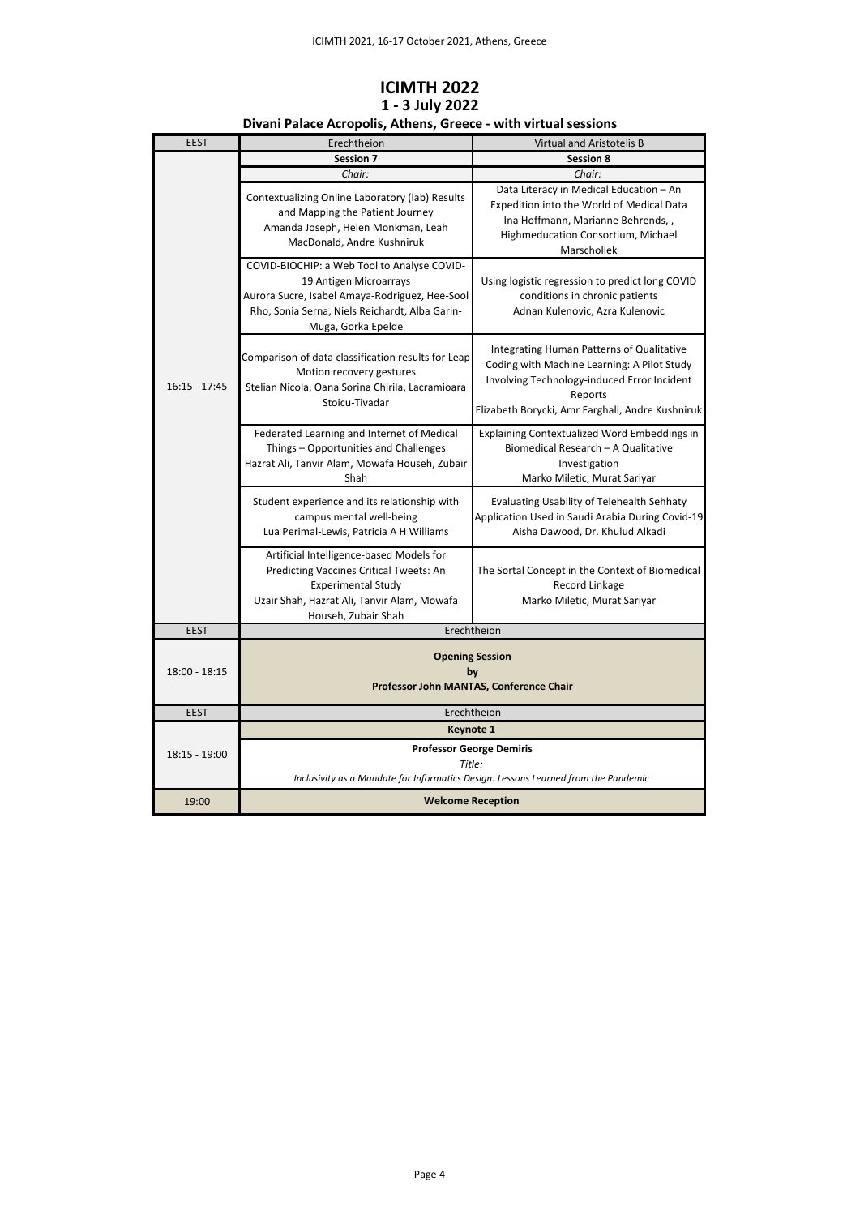# ICIMTH 2022

## 1 - 3 July 2022

### Divani Palace Acropolis, Athens, Greece - with virtual sessions

| EEST | Erechtheion | Virtual and Aristotelis B |
|---|---|---|
| 16:15 - 17:45 | **Session 7** | **Session 8** |
| | *Chair:* | *Chair:* |
| | Contextualizing Online Laboratory (lab) Results and Mapping the Patient Journey<br>Amanda Joseph, Helen Monkman, Leah MacDonald, Andre Kushniruk | Data Literacy in Medical Education – An Expedition into the World of Medical Data<br>Ina Hoffmann, Marianne Behrends, , Highmeducation Consortium, Michael Marschollek |
| | COVID-BIOCHIP: a Web Tool to Analyse COVID-19 Antigen Microarrays<br>Aurora Sucre, Isabel Amaya-Rodriguez, Hee-Sool Rho, Sonia Serna, Niels Reichardt, Alba Garin-Muga, Gorka Epelde | Using logistic regression to predict long COVID conditions in chronic patients<br>Adnan Kulenovic, Azra Kulenovic |
| | Comparison of data classification results for Leap Motion recovery gestures<br>Stelian Nicola, Oana Sorina Chirila, Lacramioara Stoicu-Tivadar | Integrating Human Patterns of Qualitative Coding with Machine Learning: A Pilot Study Involving Technology-induced Error Incident Reports<br>Elizabeth Borycki, Amr Farghali, Andre Kushniruk |
| | Federated Learning and Internet of Medical Things – Opportunities and Challenges<br>Hazrat Ali, Tanvir Alam, Mowafa Househ, Zubair Shah | Explaining Contextualized Word Embeddings in Biomedical Research – A Qualitative Investigation<br>Marko Miletic, Murat Sariyar |
| | Student experience and its relationship with campus mental well-being<br>Lua Perimal-Lewis, Patricia A H Williams | Evaluating Usability of Telehealth Sehhaty Application Used in Saudi Arabia During Covid-19<br>Aisha Dawood, Dr. Khulud Alkadi |
| | Artificial Intelligence-based Models for Predicting Vaccines Critical Tweets: An Experimental Study<br>Uzair Shah, Hazrat Ali, Tanvir Alam, Mowafa Househ, Zubair Shah | The Sortal Concept in the Context of Biomedical Record Linkage<br>Marko Miletic, Murat Sariyar |
| EEST | Erechtheion | |
| 18:00 - 18:15 | **Opening Session**<br>**by**<br>**Professor John MANTAS, Conference Chair** | |
| EEST | Erechtheion | |
| 18:15 - 19:00 | **Keynote 1** | |
| | **Professor George Demiris**<br>*Title:*<br>*Inclusivity as a Mandate for Informatics Design: Lessons Learned from the Pandemic* | |
| 19:00 | **Welcome Reception** | |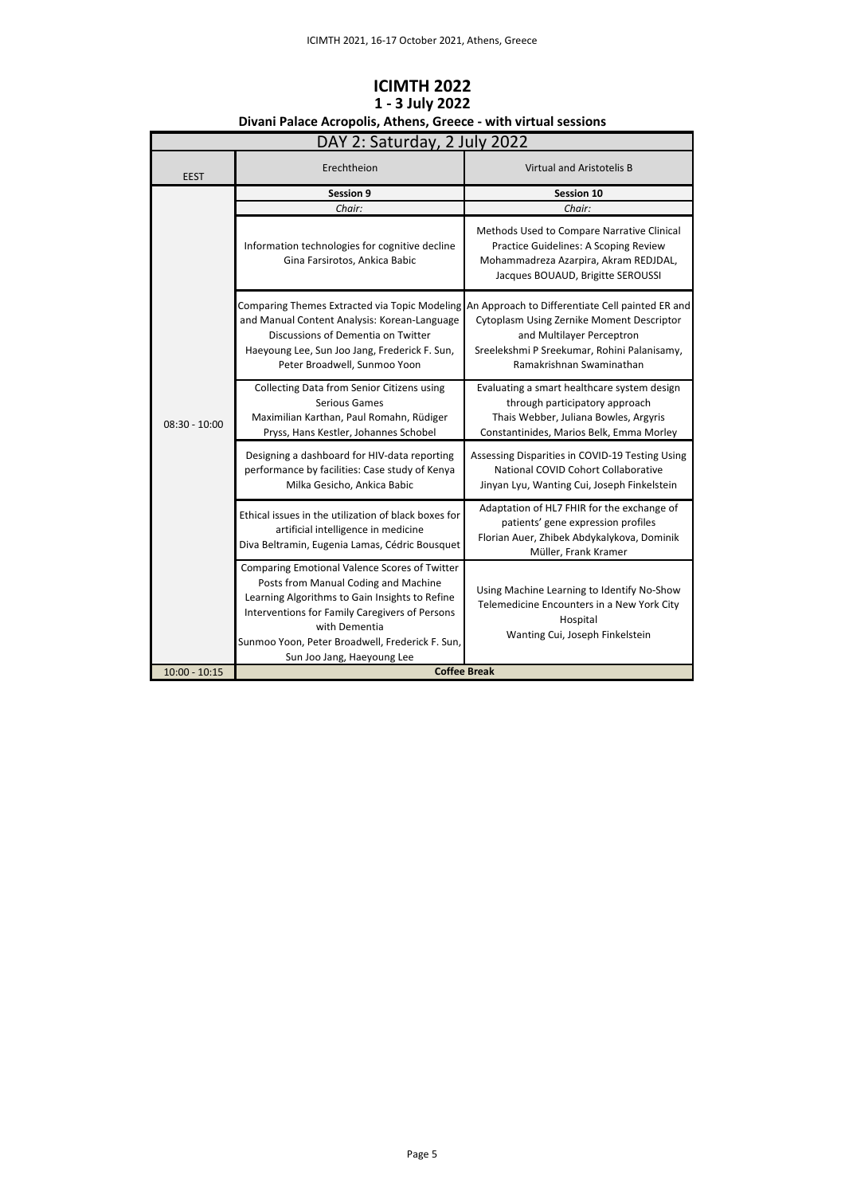# ICIMTH 2022

## 1 - 3 July 2022

### Divani Palace Acropolis, Athens, Greece - with virtual sessions

| DAY 2: Saturday, 2 July 2022 | | |
|---|---|---|
| EEST | Erechtheion | Virtual and Aristotelis B |
| 08:30 - 10:00 | **Session 9** | **Session 10** |
| | *Chair:* | *Chair:* |
| | Information technologies for cognitive decline<br>Gina Farsirotos, Ankica Babic | Methods Used to Compare Narrative Clinical Practice Guidelines: A Scoping Review<br>Mohammadreza Azarpira, Akram REDJDAL, Jacques BOUAUD, Brigitte SEROUSSI |
| | Comparing Themes Extracted via Topic Modeling and Manual Content Analysis: Korean-Language Discussions of Dementia on Twitter<br>Haeyoung Lee, Sun Joo Jang, Frederick F. Sun, Peter Broadwell, Sunmoo Yoon | An Approach to Differentiate Cell painted ER and Cytoplasm Using Zernike Moment Descriptor and Multilayer Perceptron<br>Sreelekshmi P Sreekumar, Rohini Palanisamy, Ramakrishnan Swaminathan |
| | Collecting Data from Senior Citizens using Serious Games<br>Maximilian Karthan, Paul Romahn, Rüdiger Pryss, Hans Kestler, Johannes Schobel | Evaluating a smart healthcare system design through participatory approach<br>Thais Webber, Juliana Bowles, Argyris Constantinides, Marios Belk, Emma Morley |
| | Designing a dashboard for HIV-data reporting performance by facilities: Case study of Kenya<br>Milka Gesicho, Ankica Babic | Assessing Disparities in COVID-19 Testing Using National COVID Cohort Collaborative<br>Jinyan Lyu, Wanting Cui, Joseph Finkelstein |
| | Ethical issues in the utilization of black boxes for artificial intelligence in medicine<br>Diva Beltramin, Eugenia Lamas, Cédric Bousquet | Adaptation of HL7 FHIR for the exchange of patients' gene expression profiles<br>Florian Auer, Zhibek Abdykalykova, Dominik Müller, Frank Kramer |
| | Comparing Emotional Valence Scores of Twitter Posts from Manual Coding and Machine Learning Algorithms to Gain Insights to Refine Interventions for Family Caregivers of Persons with Dementia<br>Sunmoo Yoon, Peter Broadwell, Frederick F. Sun, Sun Joo Jang, Haeyoung Lee | Using Machine Learning to Identify No-Show Telemedicine Encounters in a New York City Hospital<br>Wanting Cui, Joseph Finkelstein |
| 10:00 - 10:15 | **Coffee Break** | |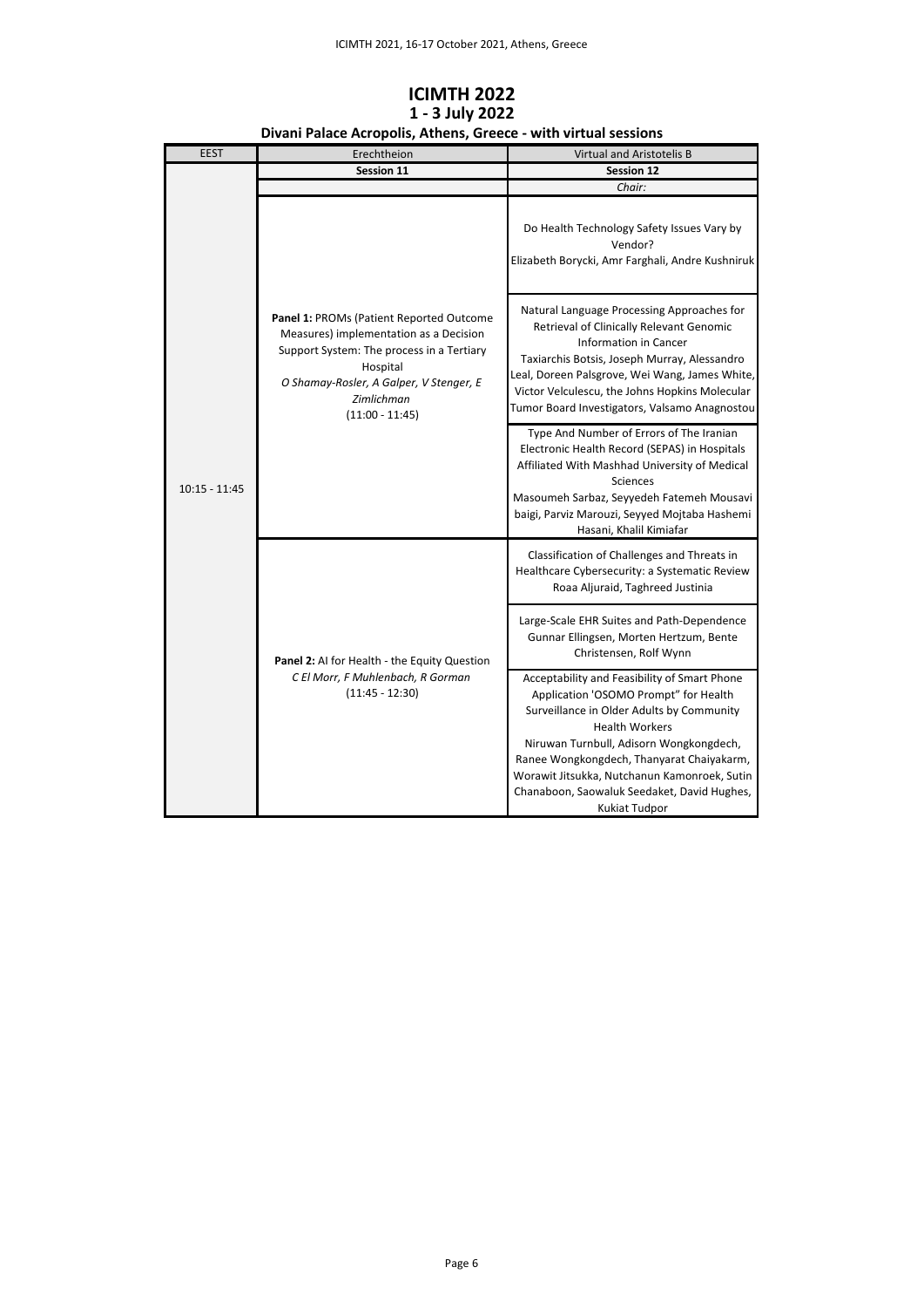# ICIMTH 2022

## 1 - 3 July 2022

### Divani Palace Acropolis, Athens, Greece - with virtual sessions

| EEST | Erechtheion | Virtual and Aristotelis B |
|---|---|---|
| | **Session 11** | **Session 12** |
| | | *Chair:* |
| 10:15 - 11:45 | **Panel 1:** PROMs (Patient Reported Outcome Measures) implementation as a Decision Support System: The process in a Tertiary Hospital<br>*O Shamay-Rosler, A Galper, V Stenger, E Zimlichman*<br>(11:00 - 11:45) | Do Health Technology Safety Issues Vary by Vendor?<br>Elizabeth Borycki, Amr Farghali, Andre Kushniruk |
| | | Natural Language Processing Approaches for Retrieval of Clinically Relevant Genomic Information in Cancer<br>Taxiarchis Botsis, Joseph Murray, Alessandro Leal, Doreen Palsgrove, Wei Wang, James White, Victor Velculescu, the Johns Hopkins Molecular Tumor Board Investigators, Valsamo Anagnostou |
| | | Type And Number of Errors of The Iranian Electronic Health Record (SEPAS) in Hospitals Affiliated With Mashhad University of Medical Sciences<br>Masoumeh Sarbaz, Seyyedeh Fatemeh Mousavi baigi, Parviz Marouzi, Seyyed Mojtaba Hashemi Hasani, Khalil Kimiafar |
| | **Panel 2:** AI for Health - the Equity Question<br>*C El Morr, F Muhlenbach, R Gorman*<br>(11:45 - 12:30) | Classification of Challenges and Threats in Healthcare Cybersecurity: a Systematic Review<br>Roaa Aljuraid, Taghreed Justinia |
| | | Large-Scale EHR Suites and Path-Dependence<br>Gunnar Ellingsen, Morten Hertzum, Bente Christensen, Rolf Wynn |
| | | Acceptability and Feasibility of Smart Phone Application 'OSOMO Prompt" for Health Surveillance in Older Adults by Community Health Workers<br>Niruwan Turnbull, Adisorn Wongkongdech, Ranee Wongkongdech, Thanyarat Chaiyakarm, Worawit Jitsukka, Nutchanun Kamonroek, Sutin Chanaboon, Saowaluk Seedaket, David Hughes, Kukiat Tudpor |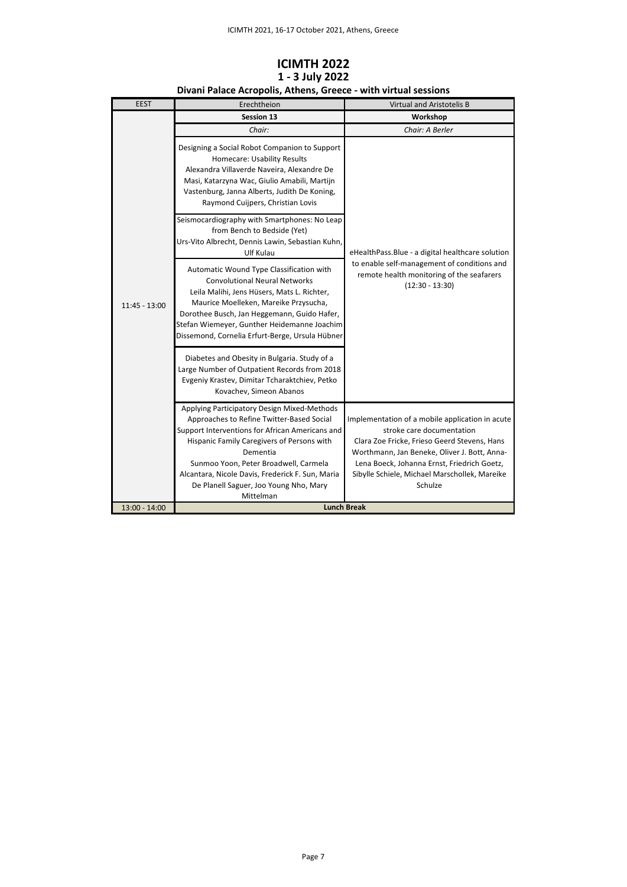# ICIMTH 2022

## 1 - 3 July 2022

### Divani Palace Acropolis, Athens, Greece - with virtual sessions

| EEST | Erechtheion | Virtual and Aristotelis B |
|---|---|---|
| | **Session 13** | **Workshop** |
| | *Chair:* | *Chair: A Berler* |
| 11:45 - 13:00 | Designing a Social Robot Companion to Support Homecare: Usability Results<br>Alexandra Villaverde Naveira, Alexandre De Masi, Katarzyna Wac, Giulio Amabili, Martijn Vastenburg, Janna Alberts, Judith De Koning, Raymond Cuijpers, Christian Lovis | eHealthPass.Blue - a digital healthcare solution to enable self-management of conditions and remote health monitoring of the seafarers<br>*(12:30 - 13:30)* |
| | Seismocardiography with Smartphones: No Leap from Bench to Bedside (Yet)<br>Urs-Vito Albrecht, Dennis Lawin, Sebastian Kuhn, Ulf Kulau | |
| | Automatic Wound Type Classification with Convolutional Neural Networks<br>Leila Malihi, Jens Hüsers, Mats L. Richter, Maurice Moelleken, Mareike Przysucha, Dorothee Busch, Jan Heggemann, Guido Hafer, Stefan Wiemeyer, Gunther Heidemanne Joachim Dissemond, Cornelia Erfurt-Berge, Ursula Hübner | |
| | Diabetes and Obesity in Bulgaria. Study of a Large Number of Outpatient Records from 2018<br>Evgeniy Krastev, Dimitar Tcharaktchiev, Petko Kovachev, Simeon Abanos | |
| | Applying Participatory Design Mixed-Methods Approaches to Refine Twitter-Based Social Support Interventions for African Americans and Hispanic Family Caregivers of Persons with Dementia<br>Sunmoo Yoon, Peter Broadwell, Carmela Alcantara, Nicole Davis, Frederick F. Sun, Maria De Planell Saguer, Joo Young Nho, Mary Mittelman | Implementation of a mobile application in acute stroke care documentation<br>Clara Zoe Fricke, Frieso Geerd Stevens, Hans Worthmann, Jan Beneke, Oliver J. Bott, Anna-Lena Boeck, Johanna Ernst, Friedrich Goetz, Sibylle Schiele, Michael Marschollek, Mareike Schulze |
| 13:00 - 14:00 | **Lunch Break** | |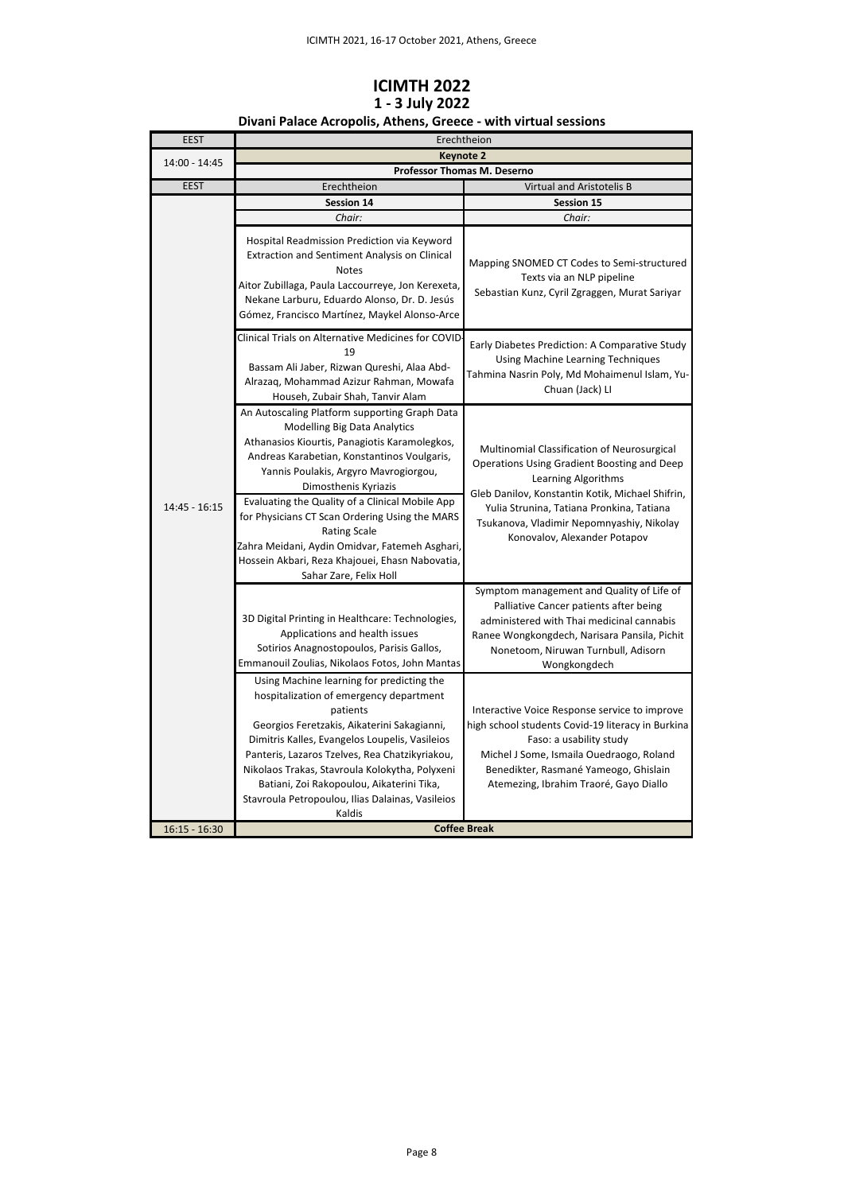# ICIMTH 2022

## 1 - 3 July 2022

### Divani Palace Acropolis, Athens, Greece - with virtual sessions

| EEST | Erechtheion | |
|---|---|---|
| 14:00 - 14:45 | **Keynote 2** | |
| | **Professor Thomas M. Deserno** | |
| EEST | Erechtheion | Virtual and Aristotelis B |
| 14:45 - 16:15 | **Session 14** | **Session 15** |
| | *Chair:* | *Chair:* |
| | Hospital Readmission Prediction via Keyword Extraction and Sentiment Analysis on Clinical Notes<br>Aitor Zubillaga, Paula Laccourreye, Jon Kerexeta, Nekane Larburu, Eduardo Alonso, Dr. D. Jesús Gómez, Francisco Martínez, Maykel Alonso-Arce | Mapping SNOMED CT Codes to Semi-structured Texts via an NLP pipeline<br>Sebastian Kunz, Cyril Zgraggen, Murat Sariyar |
| | Clinical Trials on Alternative Medicines for COVID-19<br>Bassam Ali Jaber, Rizwan Qureshi, Alaa Abd-Alrazaq, Mohammad Azizur Rahman, Mowafa Househ, Zubair Shah, Tanvir Alam | Early Diabetes Prediction: A Comparative Study Using Machine Learning Techniques<br>Tahmina Nasrin Poly, Md Mohaimenul Islam, Yu-Chuan (Jack) LI |
| | An Autoscaling Platform supporting Graph Data Modelling Big Data Analytics<br>Athanasios Kiourtis, Panagiotis Karamolegkos, Andreas Karabetian, Konstantinos Voulgaris, Yannis Poulakis, Argyro Mavrogiorgou, Dimosthenis Kyriazis | Multinomial Classification of Neurosurgical Operations Using Gradient Boosting and Deep Learning Algorithms<br>Gleb Danilov, Konstantin Kotik, Michael Shifrin, Yulia Strunina, Tatiana Pronkina, Tatiana Tsukanova, Vladimir Nepomnyashiy, Nikolay Konovalov, Alexander Potapov |
| | Evaluating the Quality of a Clinical Mobile App for Physicians CT Scan Ordering Using the MARS Rating Scale<br>Zahra Meidani, Aydin Omidvar, Fatemeh Asghari, Hossein Akbari, Reza Khajouei, Ehasn Nabovatia, Sahar Zare, Felix Holl | |
| | 3D Digital Printing in Healthcare: Technologies, Applications and health issues<br>Sotirios Anagnostopoulos, Parisis Gallos, Emmanouil Zoulias, Nikolaos Fotos, John Mantas | Symptom management and Quality of Life of Palliative Cancer patients after being administered with Thai medicinal cannabis<br>Ranee Wongkongdech, Narisara Pansila, Pichit Nonetoom, Niruwan Turnbull, Adisorn Wongkongdech |
| | Using Machine learning for predicting the hospitalization of emergency department patients<br>Georgios Feretzakis, Aikaterini Sakagianni, Dimitris Kalles, Evangelos Loupelis, Vasileios Panteris, Lazaros Tzelves, Rea Chatzikyriakou, Nikolaos Trakas, Stavroula Kolokytha, Polyxeni Batiani, Zoi Rakopoulou, Aikaterini Tika, Stavroula Petropoulou, Ilias Dalainas, Vasileios Kaldis | Interactive Voice Response service to improve high school students Covid-19 literacy in Burkina Faso: a usability study<br>Michel J Some, Ismaila Ouedraogo, Roland Benedikter, Rasmané Yameogo, Ghislain Atemezing, Ibrahim Traoré, Gayo Diallo |
| 16:15 - 16:30 | **Coffee Break** | |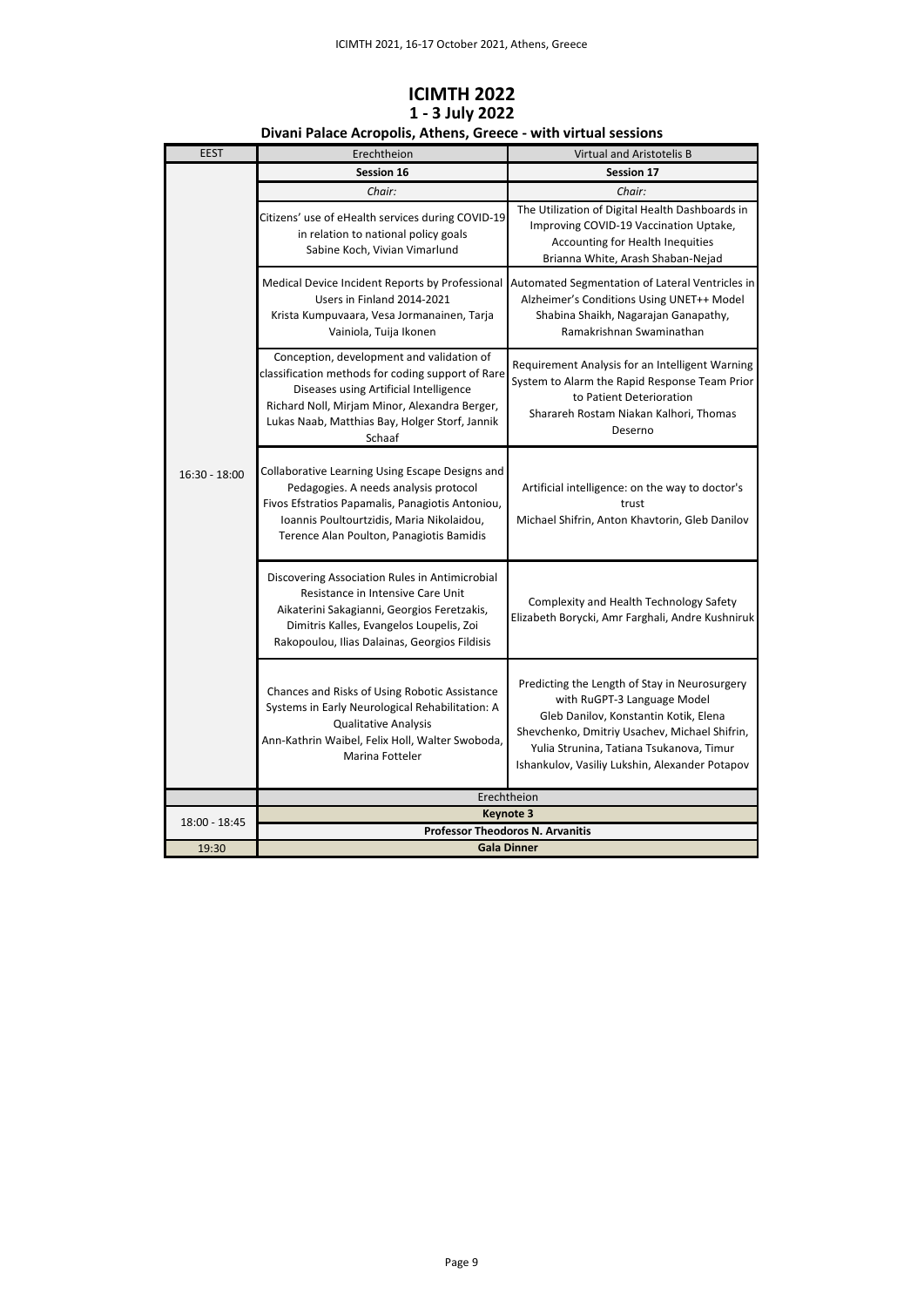# ICIMTH 2022

## 1 - 3 July 2022

### Divani Palace Acropolis, Athens, Greece - with virtual sessions

| EEST | Erechtheion | Virtual and Aristotelis B |
|---|---|---|
| 16:30 - 18:00 | **Session 16** | **Session 17** |
| | *Chair:* | *Chair:* |
| | Citizens' use of eHealth services during COVID-19 in relation to national policy goals<br>Sabine Koch, Vivian Vimarlund | The Utilization of Digital Health Dashboards in Improving COVID-19 Vaccination Uptake, Accounting for Health Inequities<br>Brianna White, Arash Shaban-Nejad |
| | Medical Device Incident Reports by Professional Users in Finland 2014-2021<br>Krista Kumpuvaara, Vesa Jormanainen, Tarja Vainiola, Tuija Ikonen | Automated Segmentation of Lateral Ventricles in Alzheimer's Conditions Using UNET++ Model<br>Shabina Shaikh, Nagarajan Ganapathy, Ramakrishnan Swaminathan |
| | Conception, development and validation of classification methods for coding support of Rare Diseases using Artificial Intelligence<br>Richard Noll, Mirjam Minor, Alexandra Berger, Lukas Naab, Matthias Bay, Holger Storf, Jannik Schaaf | Requirement Analysis for an Intelligent Warning System to Alarm the Rapid Response Team Prior to Patient Deterioration<br>Sharareh Rostam Niakan Kalhori, Thomas Deserno |
| | Collaborative Learning Using Escape Designs and Pedagogies. A needs analysis protocol<br>Fivos Efstratios Papamalis, Panagiotis Antoniou, Ioannis Poultourtzidis, Maria Nikolaidou, Terence Alan Poulton, Panagiotis Bamidis | Artificial intelligence: on the way to doctor's trust<br>Michael Shifrin, Anton Khavtorin, Gleb Danilov |
| | Discovering Association Rules in Antimicrobial Resistance in Intensive Care Unit<br>Aikaterini Sakagianni, Georgios Feretzakis, Dimitris Kalles, Evangelos Loupelis, Zoi Rakopoulou, Ilias Dalainas, Georgios Fildisis | Complexity and Health Technology Safety<br>Elizabeth Borycki, Amr Farghali, Andre Kushniruk |
| | Chances and Risks of Using Robotic Assistance Systems in Early Neurological Rehabilitation: A Qualitative Analysis<br>Ann-Kathrin Waibel, Felix Holl, Walter Swoboda, Marina Fotteler | Predicting the Length of Stay in Neurosurgery with RuGPT-3 Language Model<br>Gleb Danilov, Konstantin Kotik, Elena Shevchenko, Dmitriy Usachev, Michael Shifrin, Yulia Strunina, Tatiana Tsukanova, Timur Ishankulov, Vasiliy Lukshin, Alexander Potapov |
| | Erechtheion | |
| 18:00 - 18:45 | **Keynote 3** | |
| | **Professor Theodoros N. Arvanitis** | |
| 19:30 | **Gala Dinner** | |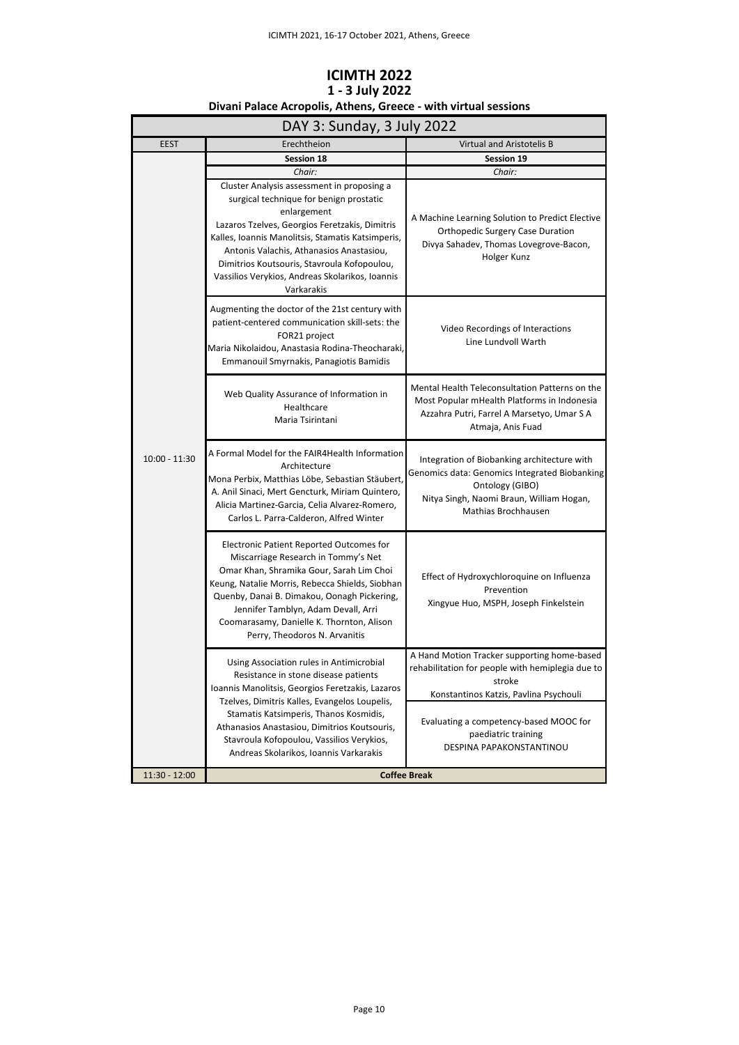# ICIMTH 2022

## 1 - 3 July 2022

### Divani Palace Acropolis, Athens, Greece - with virtual sessions

| DAY 3: Sunday, 3 July 2022 | | |
|---|---|---|
| EEST | Erechtheion | Virtual and Aristotelis B |
| | **Session 18** | **Session 19** |
| | *Chair:* | *Chair:* |
| 10:00 - 11:30 | Cluster Analysis assessment in proposing a surgical technique for benign prostatic enlargement<br>Lazaros Tzelves, Georgios Feretzakis, Dimitris Kalles, Ioannis Manolitsis, Stamatis Katsimperis, Antonis Valachis, Athanasios Anastasiou, Dimitrios Koutsouris, Stavroula Kofopoulou, Vassilios Verykios, Andreas Skolarikos, Ioannis Varkarakis | A Machine Learning Solution to Predict Elective Orthopedic Surgery Case Duration<br>Divya Sahadev, Thomas Lovegrove-Bacon, Holger Kunz |
| | Augmenting the doctor of the 21st century with patient-centered communication skill-sets: the FOR21 project<br>Maria Nikolaidou, Anastasia Rodina-Theocharaki, Emmanouil Smyrnakis, Panagiotis Bamidis | Video Recordings of Interactions<br>Line Lundvoll Warth |
| | Web Quality Assurance of Information in Healthcare<br>Maria Tsirintani | Mental Health Teleconsultation Patterns on the Most Popular mHealth Platforms in Indonesia<br>Azzahra Putri, Farrel A Marsetyo, Umar S A Atmaja, Anis Fuad |
| | A Formal Model for the FAIR4Health Information Architecture<br>Mona Perbix, Matthias Löbe, Sebastian Stäubert, A. Anil Sinaci, Mert Gencturk, Miriam Quintero, Alicia Martinez-Garcia, Celia Alvarez-Romero, Carlos L. Parra-Calderon, Alfred Winter | Integration of Biobanking architecture with Genomics data: Genomics Integrated Biobanking Ontology (GIBO)<br>Nitya Singh, Naomi Braun, William Hogan, Mathias Brochhausen |
| | Electronic Patient Reported Outcomes for Miscarriage Research in Tommy's Net<br>Omar Khan, Shramika Gour, Sarah Lim Choi Keung, Natalie Morris, Rebecca Shields, Siobhan Quenby, Danai B. Dimakou, Oonagh Pickering, Jennifer Tamblyn, Adam Devall, Arri Coomarasamy, Danielle K. Thornton, Alison Perry, Theodoros N. Arvanitis | Effect of Hydroxychloroquine on Influenza Prevention<br>Xingyue Huo, MSPH, Joseph Finkelstein |
| | Using Association rules in Antimicrobial Resistance in stone disease patients<br>Ioannis Manolitsis, Georgios Feretzakis, Lazaros Tzelves, Dimitris Kalles, Evangelos Loupelis, Stamatis Katsimperis, Thanos Kosmidis, Athanasios Anastasiou, Dimitrios Koutsouris, Stavroula Kofopoulou, Vassilios Verykios, Andreas Skolarikos, Ioannis Varkarakis | A Hand Motion Tracker supporting home-based rehabilitation for people with hemiplegia due to stroke<br>Konstantinos Katzis, Pavlina Psychouli<br><br>Evaluating a competency-based MOOC for paediatric training<br>DESPINA PAPAKONSTANTINOU |
| 11:30 - 12:00 | **Coffee Break** | |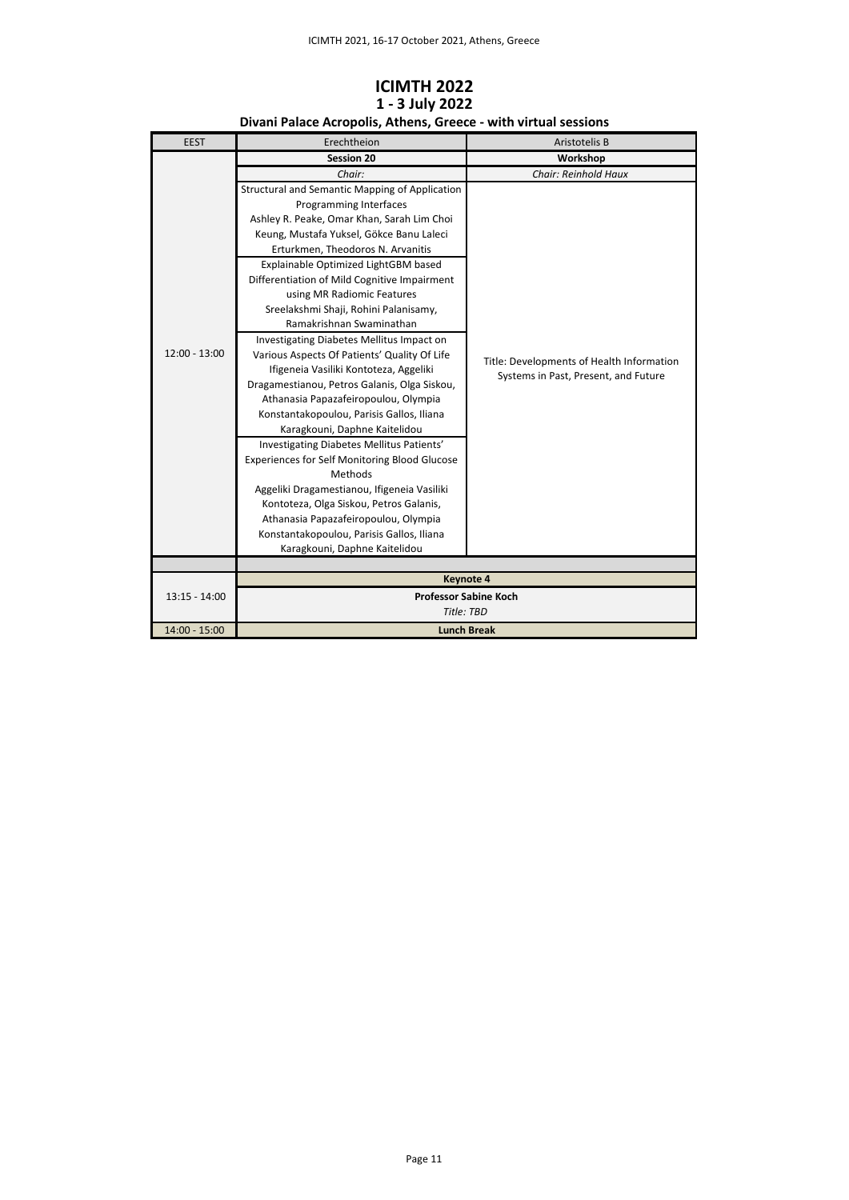# ICIMTH 2022

## 1 - 3 July 2022

### Divani Palace Acropolis, Athens, Greece - with virtual sessions

| EEST | Erechtheion | Aristotelis B |
|---|---|---|
| | **Session 20** | **Workshop** |
| | *Chair:* | *Chair: Reinhold Haux* |
| 12:00 - 13:00 | Structural and Semantic Mapping of Application Programming Interfaces<br>Ashley R. Peake, Omar Khan, Sarah Lim Choi Keung, Mustafa Yuksel, Gökce Banu Laleci Erturkmen, Theodoros N. Arvanitis<br>Explainable Optimized LightGBM based Differentiation of Mild Cognitive Impairment using MR Radiomic Features<br>Sreelakshmi Shaji, Rohini Palanisamy, Ramakrishnan Swaminathan<br>Investigating Diabetes Mellitus Impact on Various Aspects Of Patients' Quality Of Life<br>Ifigeneia Vasiliki Kontoteza, Aggeliki Dragamestianou, Petros Galanis, Olga Siskou, Athanasia Papazafeiropoulou, Olympia Konstantakopoulou, Parisis Gallos, Iliana Karagkouni, Daphne Kaitelidou<br>Investigating Diabetes Mellitus Patients' Experiences for Self Monitoring Blood Glucose Methods<br>Aggeliki Dragamestianou, Ifigeneia Vasiliki Kontoteza, Olga Siskou, Petros Galanis, Athanasia Papazafeiropoulou, Olympia Konstantakopoulou, Parisis Gallos, Iliana Karagkouni, Daphne Kaitelidou | Title: Developments of Health Information Systems in Past, Present, and Future |
| | | |
| | **Keynote 4** | |
| 13:15 - 14:00 | **Professor Sabine Koch**<br>*Title: TBD* | |
| 14:00 - 15:00 | **Lunch Break** | |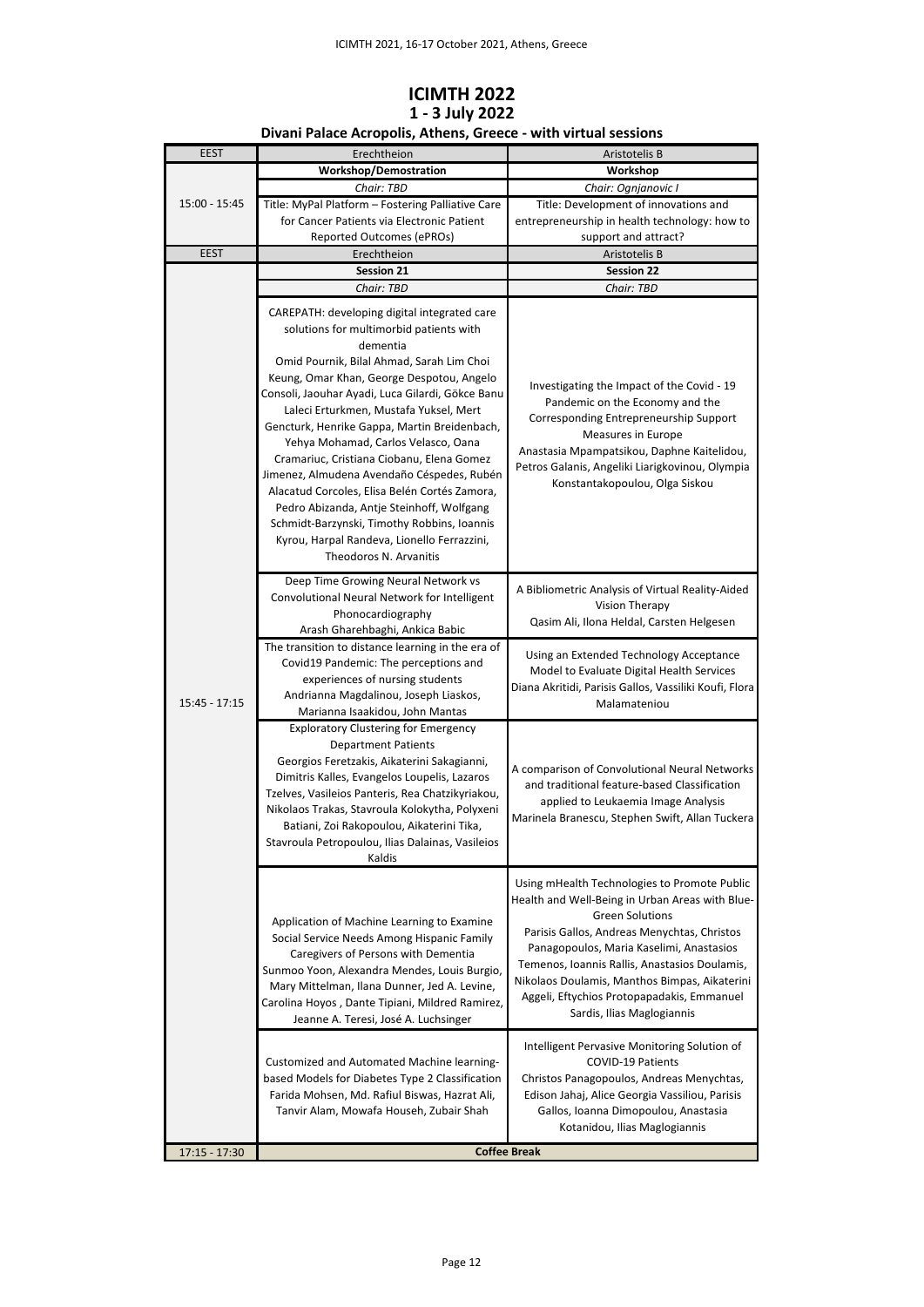# ICIMTH 2022

## 1 - 3 July 2022

### Divani Palace Acropolis, Athens, Greece - with virtual sessions

| EEST | Erechtheion | Aristotelis B |
|---|---|---|
| 15:00 - 15:45 | **Workshop/Demostration** | **Workshop** |
| | *Chair: TBD* | *Chair: Ognjanovic I* |
| | Title: MyPal Platform – Fostering Palliative Care for Cancer Patients via Electronic Patient Reported Outcomes (ePROs) | Title: Development of innovations and entrepreneurship in health technology: how to support and attract? |
| **EEST** | **Erechtheion** | **Aristotelis B** |
| 15:45 - 17:15 | **Session 21** | **Session 22** |
| | *Chair: TBD* | *Chair: TBD* |
| | CAREPATH: developing digital integrated care solutions for multimorbid patients with dementia<br>Omid Pournik, Bilal Ahmad, Sarah Lim Choi Keung, Omar Khan, George Despotou, Angelo Consoli, Jaouhar Ayadi, Luca Gilardi, Gökce Banu Laleci Erturkmen, Mustafa Yuksel, Mert Gencturk, Henrike Gappa, Martin Breidenbach, Yehya Mohamad, Carlos Velasco, Oana Cramariuc, Cristiana Ciobanu, Elena Gomez Jimenez, Almudena Avendaño Céspedes, Rubén Alacatud Corcoles, Elisa Belén Cortés Zamora, Pedro Abizanda, Antje Steinhoff, Wolfgang Schmidt-Barzynski, Timothy Robbins, Ioannis Kyrou, Harpal Randeva, Lionello Ferrazzini, Theodoros N. Arvanitis | Investigating the Impact of the Covid - 19 Pandemic on the Economy and the Corresponding Entrepreneurship Support Measures in Europe<br>Anastasia Mpampatsikou, Daphne Kaitelidou, Petros Galanis, Angeliki Liarigkovinou, Olympia Konstantakopoulou, Olga Siskou |
| | Deep Time Growing Neural Network vs Convolutional Neural Network for Intelligent Phonocardiography<br>Arash Gharehbaghi, Ankica Babic | A Bibliometric Analysis of Virtual Reality-Aided Vision Therapy<br>Qasim Ali, Ilona Heldal, Carsten Helgesen |
| | The transition to distance learning in the era of Covid19 Pandemic: The perceptions and experiences of nursing students<br>Andrianna Magdalinou, Joseph Liaskos, Marianna Isaakidou, John Mantas | Using an Extended Technology Acceptance Model to Evaluate Digital Health Services<br>Diana Akritidi, Parisis Gallos, Vassiliki Koufi, Flora Malamateniou |
| | Exploratory Clustering for Emergency Department Patients<br>Georgios Feretzakis, Aikaterini Sakagianni, Dimitris Kalles, Evangelos Loupelis, Lazaros Tzelves, Vasileios Panteris, Rea Chatzikyriakou, Nikolaos Trakas, Stavroula Kolokytha, Polyxeni Batiani, Zoi Rakopoulou, Aikaterini Tika, Stavroula Petropoulou, Ilias Dalainas, Vasileios Kaldis | A comparison of Convolutional Neural Networks and traditional feature-based Classification applied to Leukaemia Image Analysis<br>Marinela Branescu, Stephen Swift, Allan Tuckera |
| | Application of Machine Learning to Examine Social Service Needs Among Hispanic Family Caregivers of Persons with Dementia<br>Sunmoo Yoon, Alexandra Mendes, Louis Burgio, Mary Mittelman, Ilana Dunner, Jed A. Levine, Carolina Hoyos , Dante Tipiani, Mildred Ramirez, Jeanne A. Teresi, José A. Luchsinger | Using mHealth Technologies to Promote Public Health and Well-Being in Urban Areas with Blue-Green Solutions<br>Parisis Gallos, Andreas Menychtas, Christos Panagopoulos, Maria Kaselimi, Anastasios Temenos, Ioannis Rallis, Anastasios Doulamis, Nikolaos Doulamis, Manthos Bimpas, Aikaterini Aggeli, Eftychios Protopapadakis, Emmanuel Sardis, Ilias Maglogiannis |
| | Customized and Automated Machine learning-based Models for Diabetes Type 2 Classification<br>Farida Mohsen, Md. Rafiul Biswas, Hazrat Ali, Tanvir Alam, Mowafa Househ, Zubair Shah | Intelligent Pervasive Monitoring Solution of COVID-19 Patients<br>Christos Panagopoulos, Andreas Menychtas, Edison Jahaj, Alice Georgia Vassiliou, Parisis Gallos, Ioanna Dimopoulou, Anastasia Kotanidou, Ilias Maglogiannis |
| 17:15 - 17:30 | **Coffee Break** | |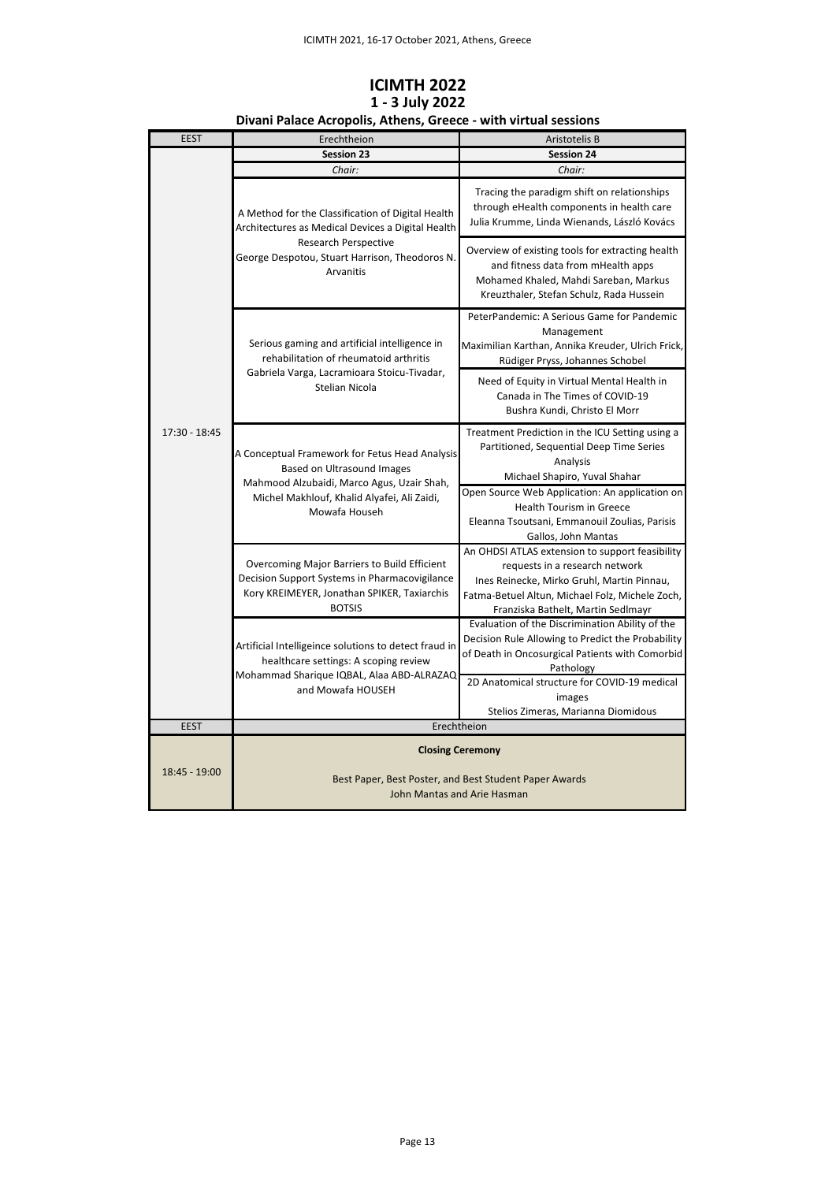# ICIMTH 2022

## 1 - 3 July 2022

### Divani Palace Acropolis, Athens, Greece - with virtual sessions

| EEST | Erechtheion | Aristotelis B |
|---|---|---|
| | **Session 23** | **Session 24** |
| | *Chair:* | *Chair:* |
| 17:30 - 18:45 | A Method for the Classification of Digital Health Architectures as Medical Devices a Digital Health Research Perspective<br>George Despotou, Stuart Harrison, Theodoros N. Arvanitis | Tracing the paradigm shift on relationships through eHealth components in health care<br>Julia Krumme, Linda Wienands, László Kovács |
| | | Overview of existing tools for extracting health and fitness data from mHealth apps<br>Mohamed Khaled, Mahdi Sareban, Markus Kreuzthaler, Stefan Schulz, Rada Hussein |
| | Serious gaming and artificial intelligence in rehabilitation of rheumatoid arthritis<br>Gabriela Varga, Lacramioara Stoicu-Tivadar, Stelian Nicola | PeterPandemic: A Serious Game for Pandemic Management<br>Maximilian Karthan, Annika Kreuder, Ulrich Frick, Rüdiger Pryss, Johannes Schobel |
| | | Need of Equity in Virtual Mental Health in Canada in The Times of COVID-19<br>Bushra Kundi, Christo El Morr |
| | A Conceptual Framework for Fetus Head Analysis Based on Ultrasound Images<br>Mahmood Alzubaidi, Marco Agus, Uzair Shah, Michel Makhlouf, Khalid Alyafei, Ali Zaidi, Mowafa Househ | Treatment Prediction in the ICU Setting using a Partitioned, Sequential Deep Time Series Analysis<br>Michael Shapiro, Yuval Shahar |
| | | Open Source Web Application: An application on Health Tourism in Greece<br>Eleanna Tsoutsani, Emmanouil Zoulias, Parisis Gallos, John Mantas |
| | Overcoming Major Barriers to Build Efficient Decision Support Systems in Pharmacovigilance<br>Kory KREIMEYER, Jonathan SPIKER, Taxiarchis BOTSIS | An OHDSI ATLAS extension to support feasibility requests in a research network<br>Ines Reinecke, Mirko Gruhl, Martin Pinnau, Fatma-Betuel Altun, Michael Folz, Michele Zoch, Franziska Bathelt, Martin Sedlmayr |
| | Artificial Intelligeince solutions to detect fraud in healthcare settings: A scoping review<br>Mohammad Sharique IQBAL, Alaa ABD-ALRAZAQ and Mowafa HOUSEH | Evaluation of the Discrimination Ability of the Decision Rule Allowing to Predict the Probability of Death in Oncosurgical Patients with Comorbid Pathology |
| | | 2D Anatomical structure for COVID-19 medical images<br>Stelios Zimeras, Marianna Diomidous |
| **EEST** | Erechtheion | |
| 18:45 - 19:00 | **Closing Ceremony**<br><br>Best Paper, Best Poster, and Best Student Paper Awards<br>John Mantas and Arie Hasman | |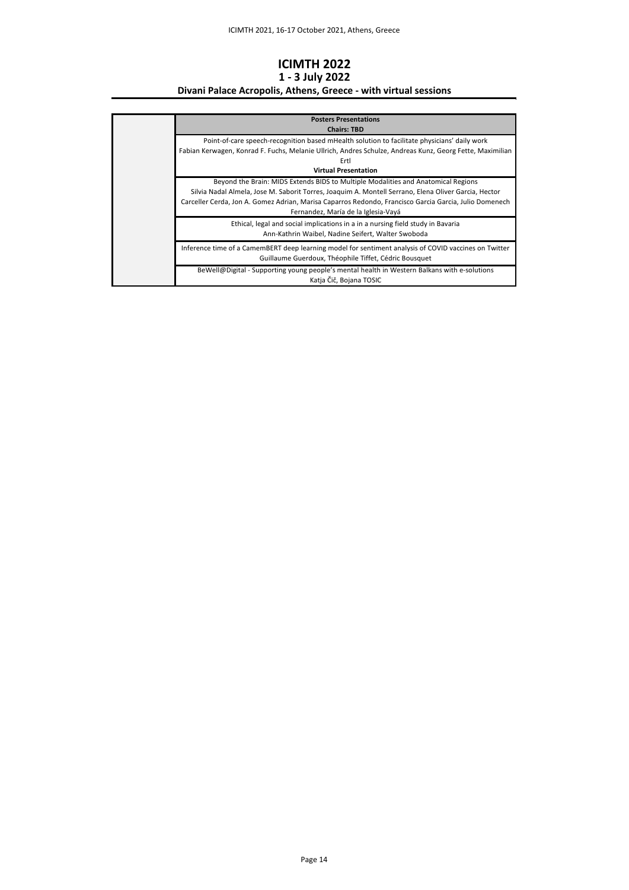# ICIMTH 2022

## 1 - 3 July 2022

### Divani Palace Acropolis, Athens, Greece - with virtual sessions

| | |
|---|---|
| | **Posters Presentations**<br>**Chairs: TBD** |
| | Point-of-care speech-recognition based mHealth solution to facilitate physicians' daily work<br>Fabian Kerwagen, Konrad F. Fuchs, Melanie Ullrich, Andres Schulze, Andreas Kunz, Georg Fette, Maximilian Ertl<br>**Virtual Presentation** |
| | Beyond the Brain: MIDS Extends BIDS to Multiple Modalities and Anatomical Regions<br>Silvia Nadal Almela, Jose M. Saborit Torres, Joaquim A. Montell Serrano, Elena Oliver Garcia, Hector Carceller Cerda, Jon A. Gomez Adrian, Marisa Caparros Redondo, Francisco Garcia Garcia, Julio Domenech Fernandez, María de la Iglesia-Vayá |
| | Ethical, legal and social implications in a in a nursing field study in Bavaria<br>Ann-Kathrin Waibel, Nadine Seifert, Walter Swoboda |
| | Inference time of a CamemBERT deep learning model for sentiment analysis of COVID vaccines on Twitter<br>Guillaume Guerdoux, Théophile Tiffet, Cédric Bousquet |
| | BeWell@Digital - Supporting young people's mental health in Western Balkans with e-solutions<br>Katja Čič, Bojana TOSIC |